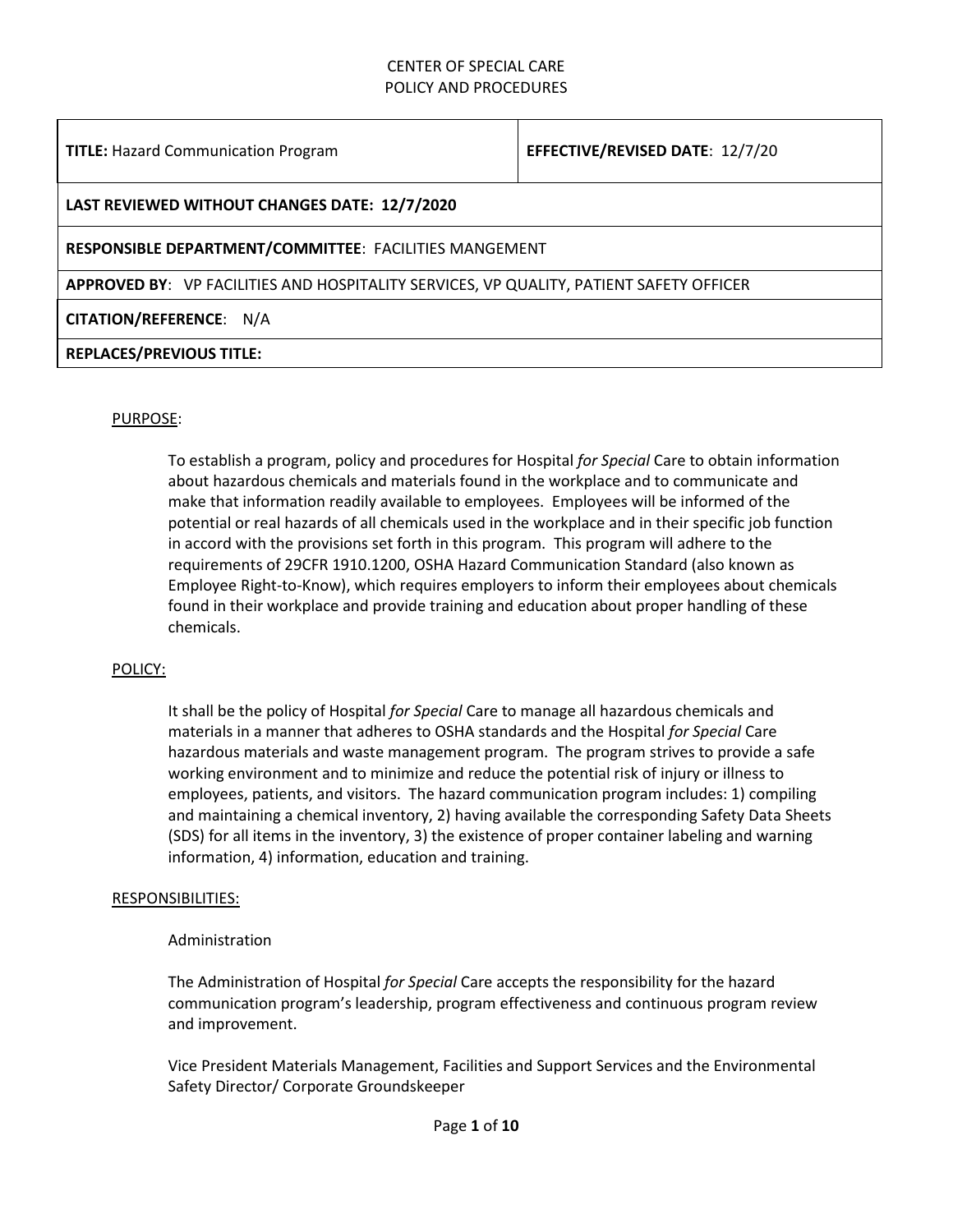CENTER OF SPECIAL CARE
POLICY AND PROCEDURES

| **TITLE:** Hazard Communication Program | **EFFECTIVE/REVISED DATE**: 12/7/20 |
| --- | --- |
| **LAST REVIEWED WITHOUT CHANGES DATE: 12/7/2020** | |
| **RESPONSIBLE DEPARTMENT/COMMITTEE**: FACILITIES MANGEMENT | |
| **APPROVED BY**: VP FACILITIES AND HOSPITALITY SERVICES, VP QUALITY, PATIENT SAFETY OFFICER | |
| **CITATION/REFERENCE**: N/A | |
| **REPLACES/PREVIOUS TITLE:** | |

## PURPOSE:

To establish a program, policy and procedures for Hospital *for Special* Care to obtain information about hazardous chemicals and materials found in the workplace and to communicate and make that information readily available to employees. Employees will be informed of the potential or real hazards of all chemicals used in the workplace and in their specific job function in accord with the provisions set forth in this program. This program will adhere to the requirements of 29CFR 1910.1200, OSHA Hazard Communication Standard (also known as Employee Right-to-Know), which requires employers to inform their employees about chemicals found in their workplace and provide training and education about proper handling of these chemicals.

## POLICY:

It shall be the policy of Hospital *for Special* Care to manage all hazardous chemicals and materials in a manner that adheres to OSHA standards and the Hospital *for Special* Care hazardous materials and waste management program. The program strives to provide a safe working environment and to minimize and reduce the potential risk of injury or illness to employees, patients, and visitors. The hazard communication program includes: 1) compiling and maintaining a chemical inventory, 2) having available the corresponding Safety Data Sheets (SDS) for all items in the inventory, 3) the existence of proper container labeling and warning information, 4) information, education and training.

## RESPONSIBILITIES:

Administration

The Administration of Hospital *for Special* Care accepts the responsibility for the hazard communication program's leadership, program effectiveness and continuous program review and improvement.

Vice President Materials Management, Facilities and Support Services and the Environmental Safety Director/ Corporate Groundskeeper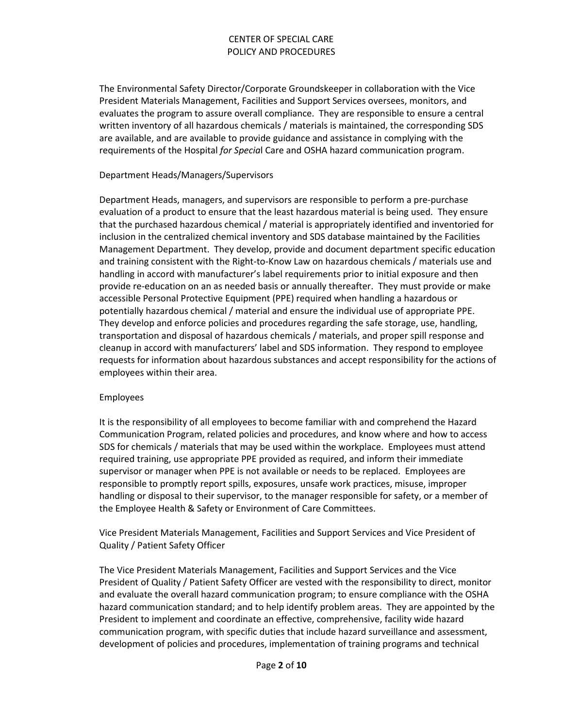The Environmental Safety Director/Corporate Groundskeeper in collaboration with the Vice President Materials Management, Facilities and Support Services oversees, monitors, and evaluates the program to assure overall compliance. They are responsible to ensure a central written inventory of all hazardous chemicals / materials is maintained, the corresponding SDS are available, and are available to provide guidance and assistance in complying with the requirements of the Hospital *for Specia*l Care and OSHA hazard communication program.

Department Heads/Managers/Supervisors

Department Heads, managers, and supervisors are responsible to perform a pre-purchase evaluation of a product to ensure that the least hazardous material is being used. They ensure that the purchased hazardous chemical / material is appropriately identified and inventoried for inclusion in the centralized chemical inventory and SDS database maintained by the Facilities Management Department. They develop, provide and document department specific education and training consistent with the Right-to-Know Law on hazardous chemicals / materials use and handling in accord with manufacturer's label requirements prior to initial exposure and then provide re-education on an as needed basis or annually thereafter. They must provide or make accessible Personal Protective Equipment (PPE) required when handling a hazardous or potentially hazardous chemical / material and ensure the individual use of appropriate PPE. They develop and enforce policies and procedures regarding the safe storage, use, handling, transportation and disposal of hazardous chemicals / materials, and proper spill response and cleanup in accord with manufacturers' label and SDS information. They respond to employee requests for information about hazardous substances and accept responsibility for the actions of employees within their area.

Employees

It is the responsibility of all employees to become familiar with and comprehend the Hazard Communication Program, related policies and procedures, and know where and how to access SDS for chemicals / materials that may be used within the workplace. Employees must attend required training, use appropriate PPE provided as required, and inform their immediate supervisor or manager when PPE is not available or needs to be replaced. Employees are responsible to promptly report spills, exposures, unsafe work practices, misuse, improper handling or disposal to their supervisor, to the manager responsible for safety, or a member of the Employee Health & Safety or Environment of Care Committees.

Vice President Materials Management, Facilities and Support Services and Vice President of Quality / Patient Safety Officer

The Vice President Materials Management, Facilities and Support Services and the Vice President of Quality / Patient Safety Officer are vested with the responsibility to direct, monitor and evaluate the overall hazard communication program; to ensure compliance with the OSHA hazard communication standard; and to help identify problem areas. They are appointed by the President to implement and coordinate an effective, comprehensive, facility wide hazard communication program, with specific duties that include hazard surveillance and assessment, development of policies and procedures, implementation of training programs and technical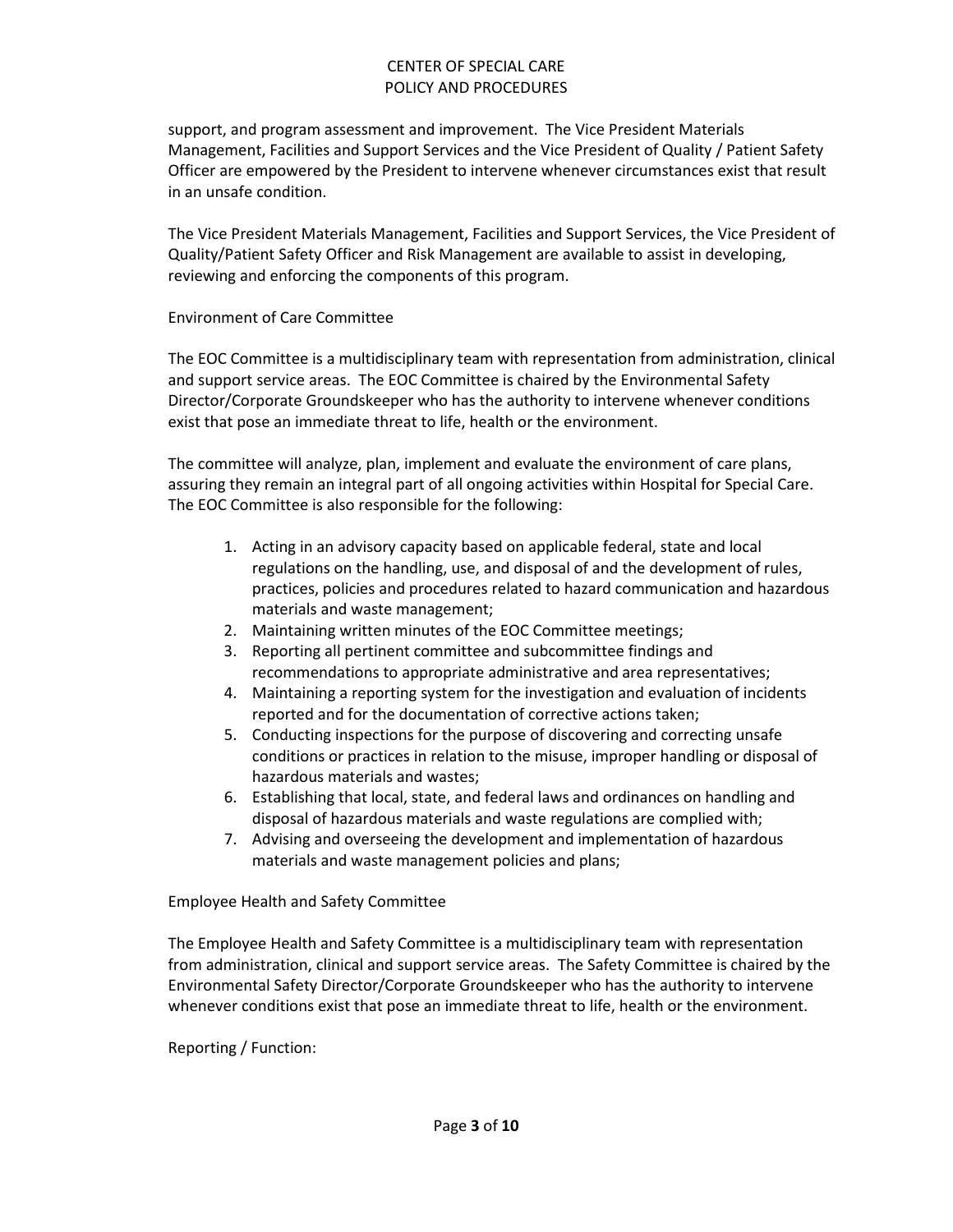support, and program assessment and improvement. The Vice President Materials Management, Facilities and Support Services and the Vice President of Quality / Patient Safety Officer are empowered by the President to intervene whenever circumstances exist that result in an unsafe condition.

The Vice President Materials Management, Facilities and Support Services, the Vice President of Quality/Patient Safety Officer and Risk Management are available to assist in developing, reviewing and enforcing the components of this program.

Environment of Care Committee

The EOC Committee is a multidisciplinary team with representation from administration, clinical and support service areas. The EOC Committee is chaired by the Environmental Safety Director/Corporate Groundskeeper who has the authority to intervene whenever conditions exist that pose an immediate threat to life, health or the environment.

The committee will analyze, plan, implement and evaluate the environment of care plans, assuring they remain an integral part of all ongoing activities within Hospital for Special Care. The EOC Committee is also responsible for the following:

1. Acting in an advisory capacity based on applicable federal, state and local regulations on the handling, use, and disposal of and the development of rules, practices, policies and procedures related to hazard communication and hazardous materials and waste management;
2. Maintaining written minutes of the EOC Committee meetings;
3. Reporting all pertinent committee and subcommittee findings and recommendations to appropriate administrative and area representatives;
4. Maintaining a reporting system for the investigation and evaluation of incidents reported and for the documentation of corrective actions taken;
5. Conducting inspections for the purpose of discovering and correcting unsafe conditions or practices in relation to the misuse, improper handling or disposal of hazardous materials and wastes;
6. Establishing that local, state, and federal laws and ordinances on handling and disposal of hazardous materials and waste regulations are complied with;
7. Advising and overseeing the development and implementation of hazardous materials and waste management policies and plans;

Employee Health and Safety Committee

The Employee Health and Safety Committee is a multidisciplinary team with representation from administration, clinical and support service areas. The Safety Committee is chaired by the Environmental Safety Director/Corporate Groundskeeper who has the authority to intervene whenever conditions exist that pose an immediate threat to life, health or the environment.

Reporting / Function: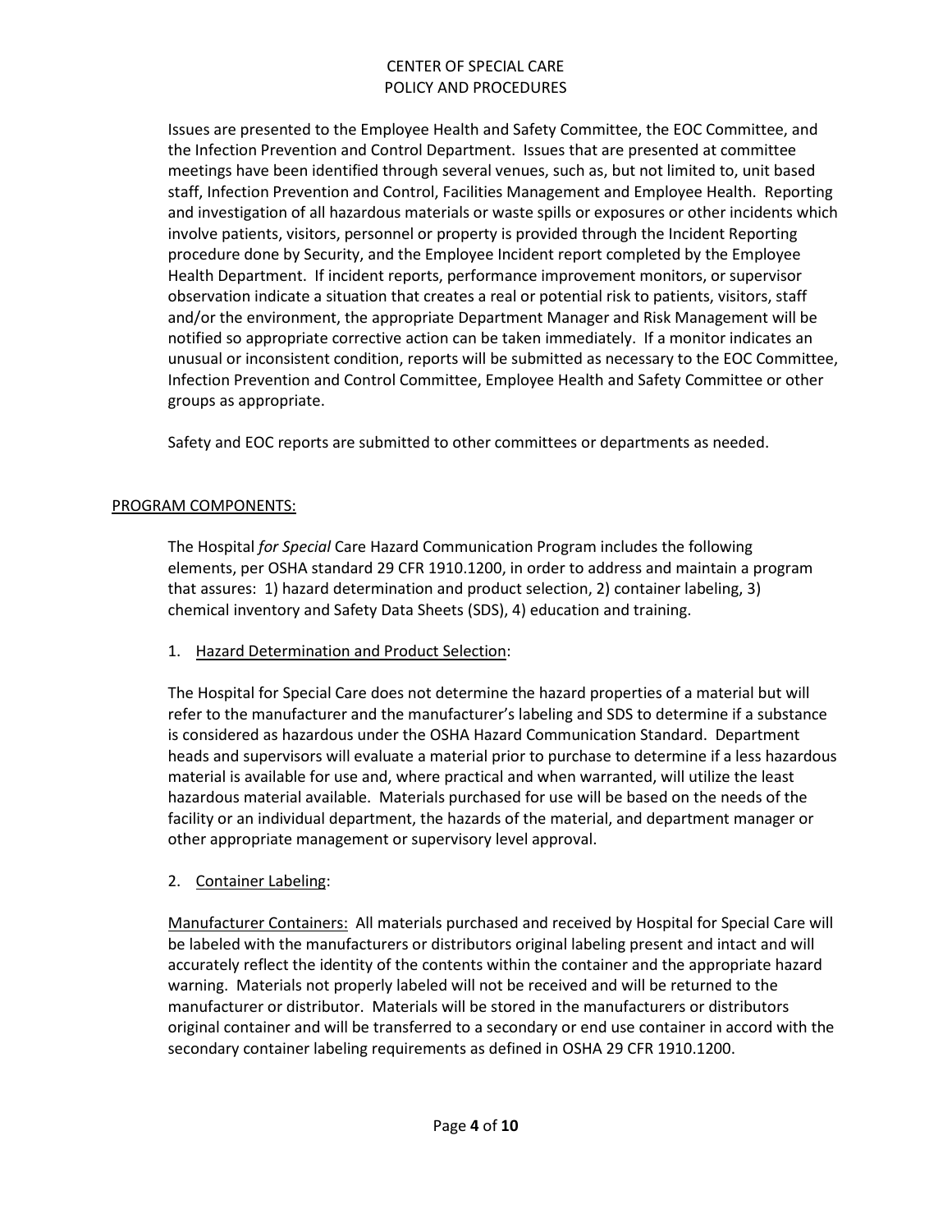Issues are presented to the Employee Health and Safety Committee, the EOC Committee, and the Infection Prevention and Control Department. Issues that are presented at committee meetings have been identified through several venues, such as, but not limited to, unit based staff, Infection Prevention and Control, Facilities Management and Employee Health. Reporting and investigation of all hazardous materials or waste spills or exposures or other incidents which involve patients, visitors, personnel or property is provided through the Incident Reporting procedure done by Security, and the Employee Incident report completed by the Employee Health Department. If incident reports, performance improvement monitors, or supervisor observation indicate a situation that creates a real or potential risk to patients, visitors, staff and/or the environment, the appropriate Department Manager and Risk Management will be notified so appropriate corrective action can be taken immediately. If a monitor indicates an unusual or inconsistent condition, reports will be submitted as necessary to the EOC Committee, Infection Prevention and Control Committee, Employee Health and Safety Committee or other groups as appropriate.

Safety and EOC reports are submitted to other committees or departments as needed.

## PROGRAM COMPONENTS:

The Hospital *for Special* Care Hazard Communication Program includes the following elements, per OSHA standard 29 CFR 1910.1200, in order to address and maintain a program that assures: 1) hazard determination and product selection, 2) container labeling, 3) chemical inventory and Safety Data Sheets (SDS), 4) education and training.

1. Hazard Determination and Product Selection:

The Hospital for Special Care does not determine the hazard properties of a material but will refer to the manufacturer and the manufacturer's labeling and SDS to determine if a substance is considered as hazardous under the OSHA Hazard Communication Standard. Department heads and supervisors will evaluate a material prior to purchase to determine if a less hazardous material is available for use and, where practical and when warranted, will utilize the least hazardous material available. Materials purchased for use will be based on the needs of the facility or an individual department, the hazards of the material, and department manager or other appropriate management or supervisory level approval.

2. Container Labeling:

Manufacturer Containers: All materials purchased and received by Hospital for Special Care will be labeled with the manufacturers or distributors original labeling present and intact and will accurately reflect the identity of the contents within the container and the appropriate hazard warning. Materials not properly labeled will not be received and will be returned to the manufacturer or distributor. Materials will be stored in the manufacturers or distributors original container and will be transferred to a secondary or end use container in accord with the secondary container labeling requirements as defined in OSHA 29 CFR 1910.1200.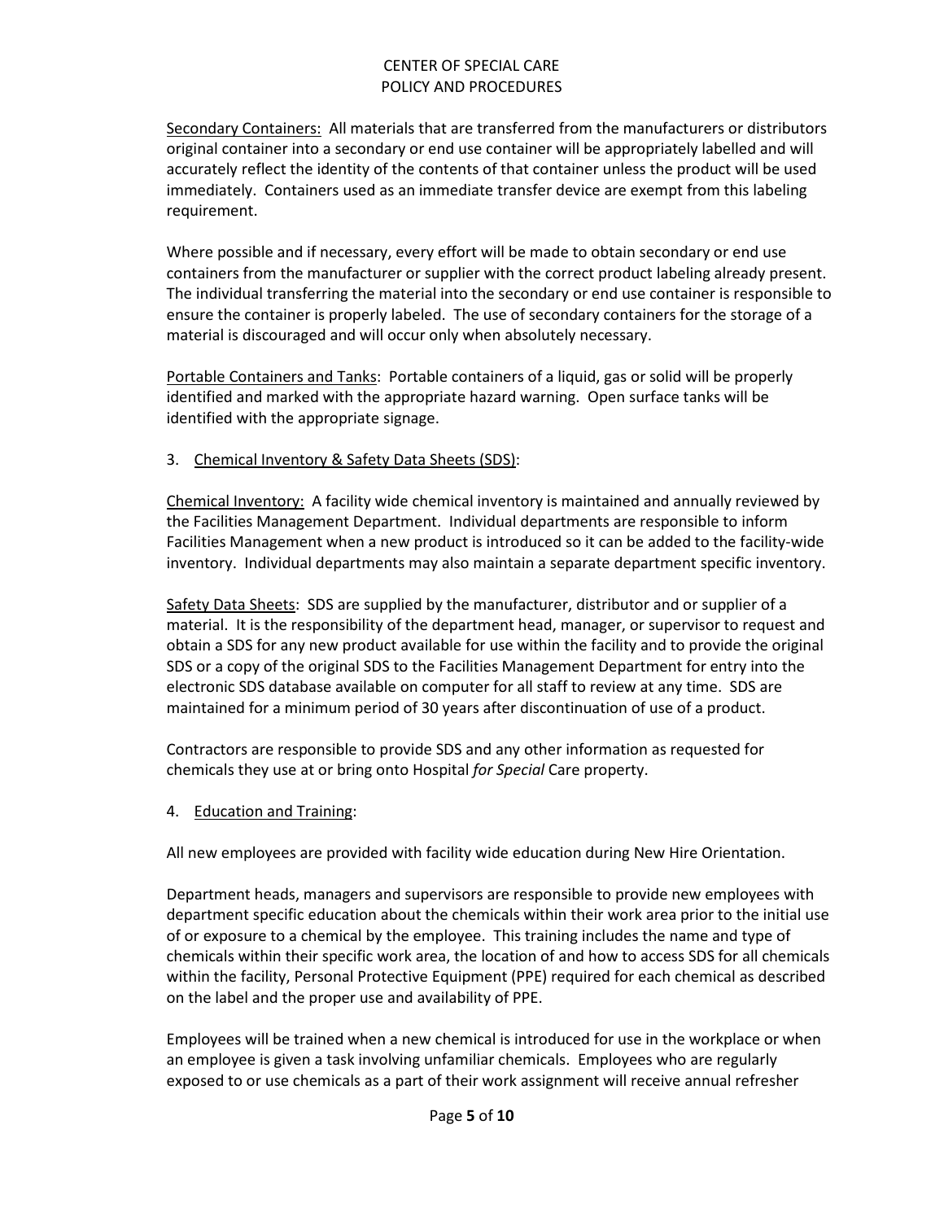Secondary Containers: All materials that are transferred from the manufacturers or distributors original container into a secondary or end use container will be appropriately labelled and will accurately reflect the identity of the contents of that container unless the product will be used immediately. Containers used as an immediate transfer device are exempt from this labeling requirement.

Where possible and if necessary, every effort will be made to obtain secondary or end use containers from the manufacturer or supplier with the correct product labeling already present. The individual transferring the material into the secondary or end use container is responsible to ensure the container is properly labeled. The use of secondary containers for the storage of a material is discouraged and will occur only when absolutely necessary.

Portable Containers and Tanks: Portable containers of a liquid, gas or solid will be properly identified and marked with the appropriate hazard warning. Open surface tanks will be identified with the appropriate signage.

3. Chemical Inventory & Safety Data Sheets (SDS):

Chemical Inventory: A facility wide chemical inventory is maintained and annually reviewed by the Facilities Management Department. Individual departments are responsible to inform Facilities Management when a new product is introduced so it can be added to the facility-wide inventory. Individual departments may also maintain a separate department specific inventory.

Safety Data Sheets: SDS are supplied by the manufacturer, distributor and or supplier of a material. It is the responsibility of the department head, manager, or supervisor to request and obtain a SDS for any new product available for use within the facility and to provide the original SDS or a copy of the original SDS to the Facilities Management Department for entry into the electronic SDS database available on computer for all staff to review at any time. SDS are maintained for a minimum period of 30 years after discontinuation of use of a product.

Contractors are responsible to provide SDS and any other information as requested for chemicals they use at or bring onto Hospital *for Special* Care property.

4. Education and Training:

All new employees are provided with facility wide education during New Hire Orientation.

Department heads, managers and supervisors are responsible to provide new employees with department specific education about the chemicals within their work area prior to the initial use of or exposure to a chemical by the employee. This training includes the name and type of chemicals within their specific work area, the location of and how to access SDS for all chemicals within the facility, Personal Protective Equipment (PPE) required for each chemical as described on the label and the proper use and availability of PPE.

Employees will be trained when a new chemical is introduced for use in the workplace or when an employee is given a task involving unfamiliar chemicals. Employees who are regularly exposed to or use chemicals as a part of their work assignment will receive annual refresher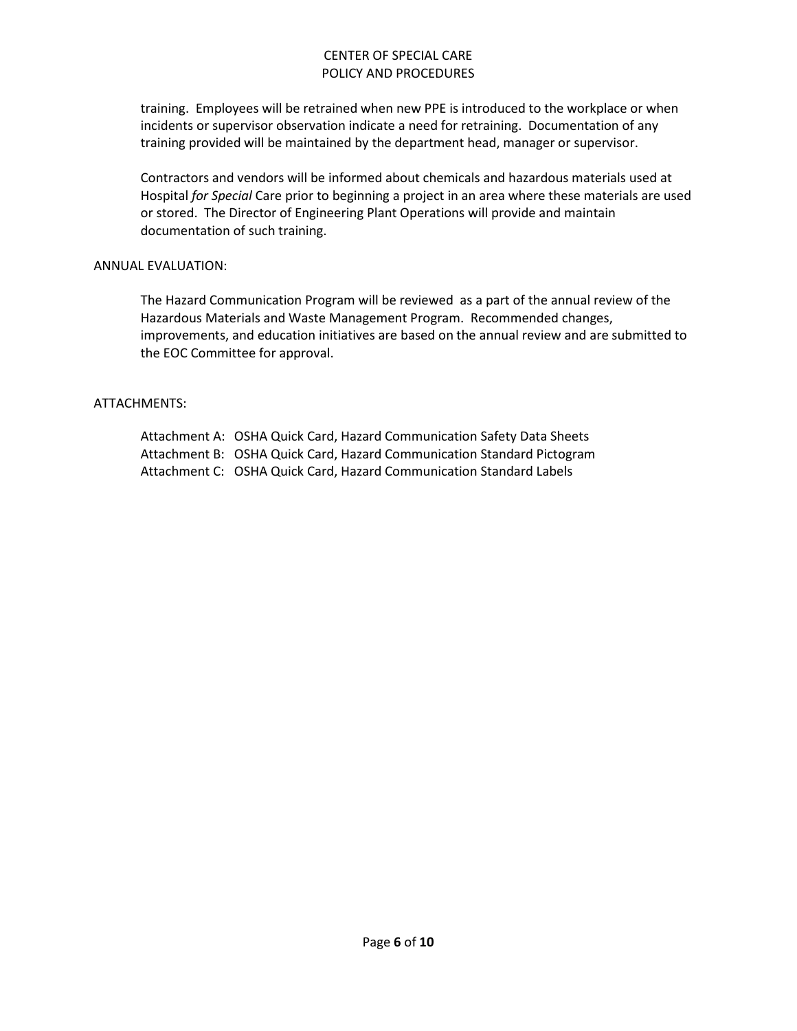training. Employees will be retrained when new PPE is introduced to the workplace or when incidents or supervisor observation indicate a need for retraining. Documentation of any training provided will be maintained by the department head, manager or supervisor.

Contractors and vendors will be informed about chemicals and hazardous materials used at Hospital *for Special* Care prior to beginning a project in an area where these materials are used or stored. The Director of Engineering Plant Operations will provide and maintain documentation of such training.

## ANNUAL EVALUATION:

The Hazard Communication Program will be reviewed as a part of the annual review of the Hazardous Materials and Waste Management Program. Recommended changes, improvements, and education initiatives are based on the annual review and are submitted to the EOC Committee for approval.

## ATTACHMENTS:

Attachment A: OSHA Quick Card, Hazard Communication Safety Data Sheets
Attachment B: OSHA Quick Card, Hazard Communication Standard Pictogram
Attachment C: OSHA Quick Card, Hazard Communication Standard Labels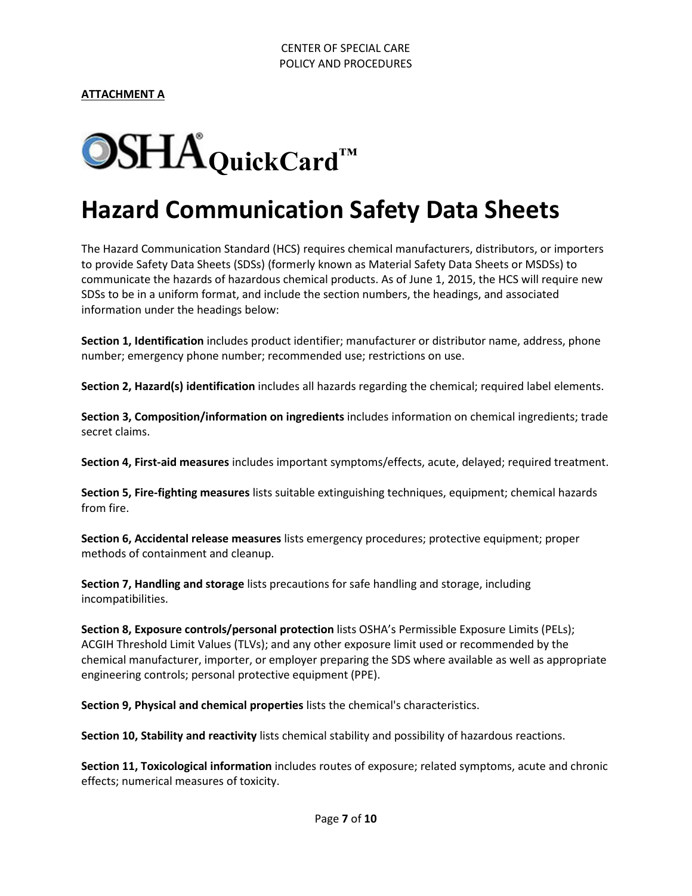**ATTACHMENT A**

# OSHA QuickCard™

# Hazard Communication Safety Data Sheets

The Hazard Communication Standard (HCS) requires chemical manufacturers, distributors, or importers to provide Safety Data Sheets (SDSs) (formerly known as Material Safety Data Sheets or MSDSs) to communicate the hazards of hazardous chemical products. As of June 1, 2015, the HCS will require new SDSs to be in a uniform format, and include the section numbers, the headings, and associated information under the headings below:

**Section 1, Identification** includes product identifier; manufacturer or distributor name, address, phone number; emergency phone number; recommended use; restrictions on use.

**Section 2, Hazard(s) identification** includes all hazards regarding the chemical; required label elements.

**Section 3, Composition/information on ingredients** includes information on chemical ingredients; trade secret claims.

**Section 4, First-aid measures** includes important symptoms/effects, acute, delayed; required treatment.

**Section 5, Fire-fighting measures** lists suitable extinguishing techniques, equipment; chemical hazards from fire.

**Section 6, Accidental release measures** lists emergency procedures; protective equipment; proper methods of containment and cleanup.

**Section 7, Handling and storage** lists precautions for safe handling and storage, including incompatibilities.

**Section 8, Exposure controls/personal protection** lists OSHA's Permissible Exposure Limits (PELs); ACGIH Threshold Limit Values (TLVs); and any other exposure limit used or recommended by the chemical manufacturer, importer, or employer preparing the SDS where available as well as appropriate engineering controls; personal protective equipment (PPE).

**Section 9, Physical and chemical properties** lists the chemical's characteristics.

**Section 10, Stability and reactivity** lists chemical stability and possibility of hazardous reactions.

**Section 11, Toxicological information** includes routes of exposure; related symptoms, acute and chronic effects; numerical measures of toxicity.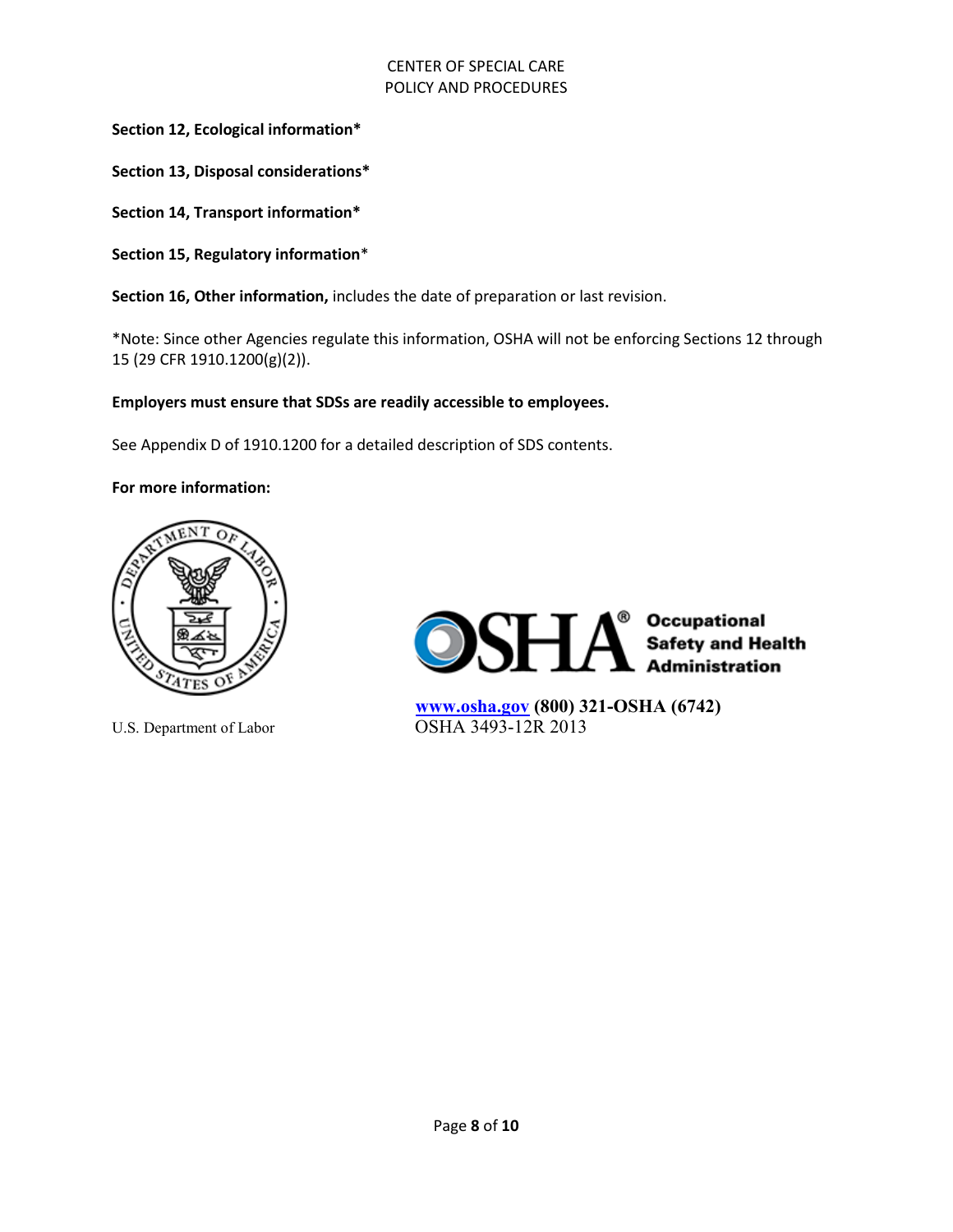**Section 12, Ecological information***

**Section 13, Disposal considerations***

**Section 14, Transport information***

**Section 15, Regulatory information***

**Section 16, Other information,** includes the date of preparation or last revision.

*Note: Since other Agencies regulate this information, OSHA will not be enforcing Sections 12 through 15 (29 CFR 1910.1200(g)(2)).

**Employers must ensure that SDSs are readily accessible to employees.**

See Appendix D of 1910.1200 for a detailed description of SDS contents.

**For more information:**

U.S. Department of Labor

Occupational Safety and Health Administration

[www.osha.gov](http://www.osha.gov) **(800) 321-OSHA (6742)**

OSHA 3493-12R 2013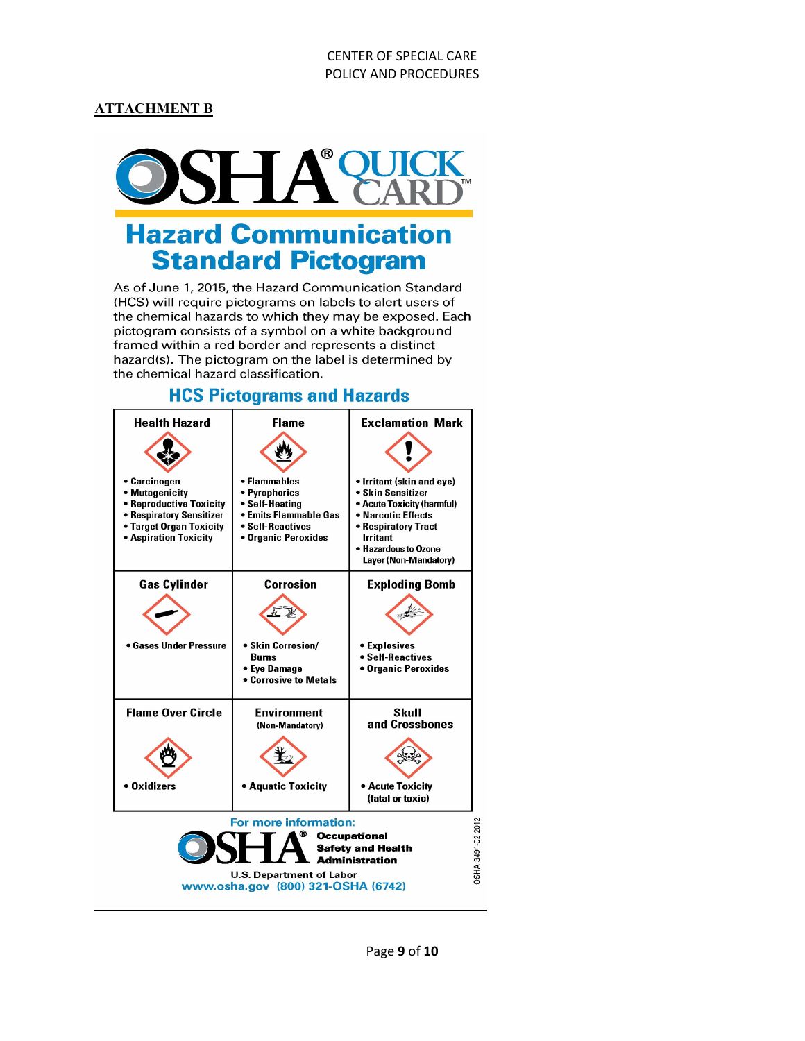## ATTACHMENT B

# OSHA® QUICK CARD™

## Hazard Communication Standard Pictogram

As of June 1, 2015, the Hazard Communication Standard (HCS) will require pictograms on labels to alert users of the chemical hazards to which they may be exposed. Each pictogram consists of a symbol on a white background framed within a red border and represents a distinct hazard(s). The pictogram on the label is determined by the chemical hazard classification.

### HCS Pictograms and Hazards

| Health Hazard | Flame | Exclamation Mark |
|---|---|---|
| • Carcinogen<br>• Mutagenicity<br>• Reproductive Toxicity<br>• Respiratory Sensitizer<br>• Target Organ Toxicity<br>• Aspiration Toxicity | • Flammables<br>• Pyrophorics<br>• Self-Heating<br>• Emits Flammable Gas<br>• Self-Reactives<br>• Organic Peroxides | • Irritant (skin and eye)<br>• Skin Sensitizer<br>• Acute Toxicity (harmful)<br>• Narcotic Effects<br>• Respiratory Tract Irritant<br>• Hazardous to Ozone Layer (Non-Mandatory) |
| **Gas Cylinder** | **Corrosion** | **Exploding Bomb** |
| • Gases Under Pressure | • Skin Corrosion/ Burns<br>• Eye Damage<br>• Corrosive to Metals | • Explosives<br>• Self-Reactives<br>• Organic Peroxides |
| **Flame Over Circle** | **Environment (Non-Mandatory)** | **Skull and Crossbones** |
| • Oxidizers | • Aquatic Toxicity | • Acute Toxicity (fatal or toxic) |

For more information:

OSHA® Occupational Safety and Health Administration

U.S. Department of Labor

www.osha.gov (800) 321-OSHA (6742)

OSHA 3491-02 2012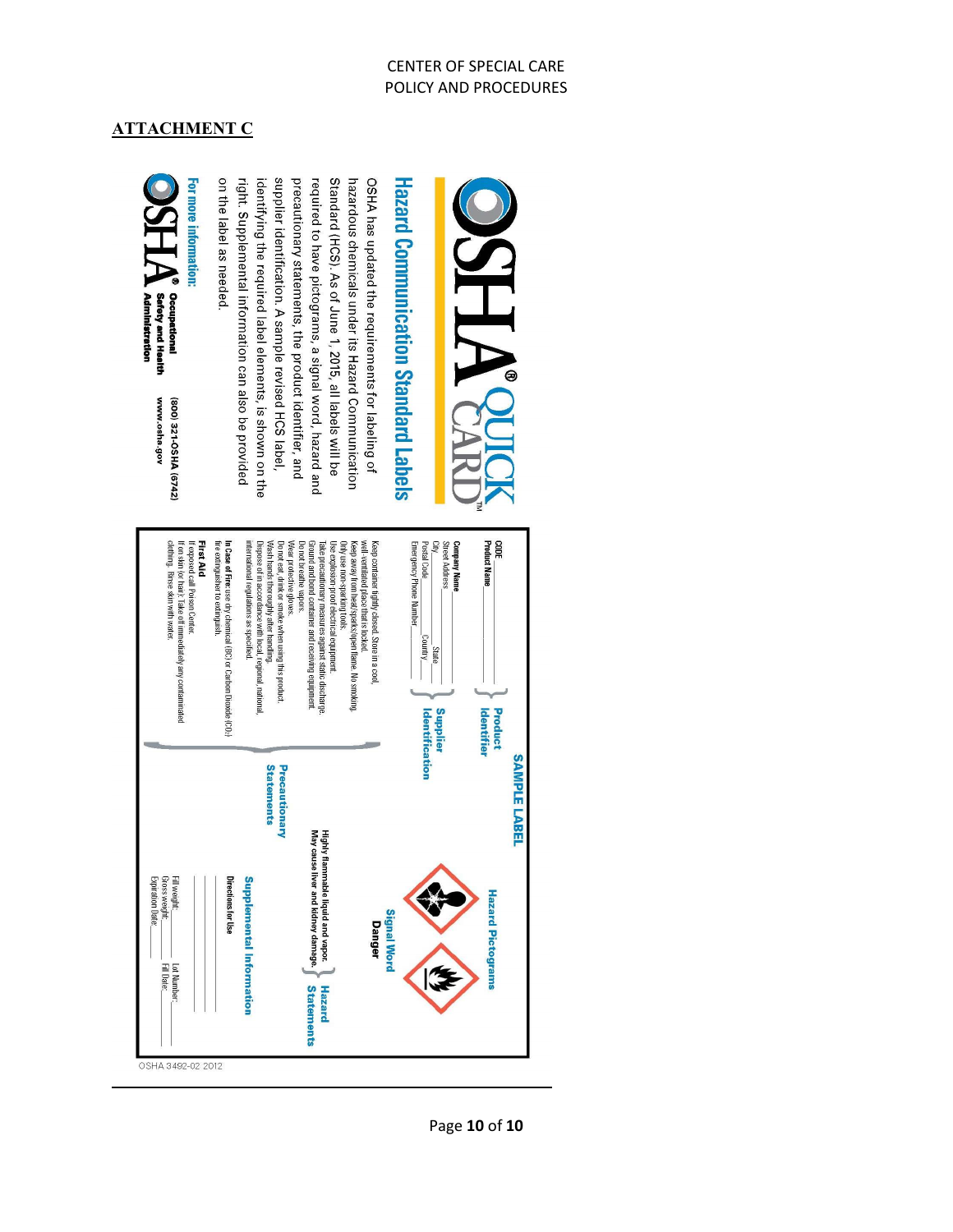## ATTACHMENT C

**OSHA® QUICK CARD™**

### Hazard Communication Standard Labels

OSHA has updated the requirements for labeling of hazardous chemicals under its Hazard Communication Standard (HCS). As of June 1, 2015, all labels will be required to have pictograms, a signal word, hazard and precautionary statements, the product identifier, and supplier identification. A sample revised HCS label, identifying the required label elements, is shown on the right. Supplemental information can also be provided on the label as needed.

**For more information:**

**OSHA® Occupational Safety and Health Administration**

**(800) 321-OSHA (6742)**
**www.osha.gov**

**SAMPLE LABEL**

**CODE** ________
**Product Name** ________ — **Product Identifier**

**Company Name** ________
Street Address ________
City ________ State ________
Postal Code ________ Country ________
Emergency Phone Number ________ — **Supplier Identification**

Keep container tightly closed. Store in a cool, well-ventilated place that is locked.
Keep away from heat/sparks/open flame. No smoking.
Only use non-sparking tools.
Use explosion-proof electrical equipment.
Take precautionary measures against static discharge.
Ground and bond container and receiving equipment.
Do not breathe vapors.
Wear protective gloves.
Do not eat, drink or smoke when using this product.
Wash hands thoroughly after handling.
Dispose of in accordance with local, regional, national, international regulations as specified.

**In Case of Fire:** use dry chemical (BC) or Carbon Dioxide ($CO_2$) fire extinguisher to extinguish.

**First Aid**
If exposed call Poison Center.
If on skin (or hair): Take off immediately any contaminated clothing. Rinse skin with water.

— **Precautionary Statements**

**Hazard Pictograms**

**Signal Word**
**Danger**

Highly flammable liquid and vapor.
May cause liver and kidney damage. — **Hazard Statements**

**Supplemental Information**

**Directions for Use**
________
________
________

Fill weight: ________ Lot Number: ________
Gross weight: ________ Fill Date: ________
Expiration Date: ________

OSHA 3492-02 2012